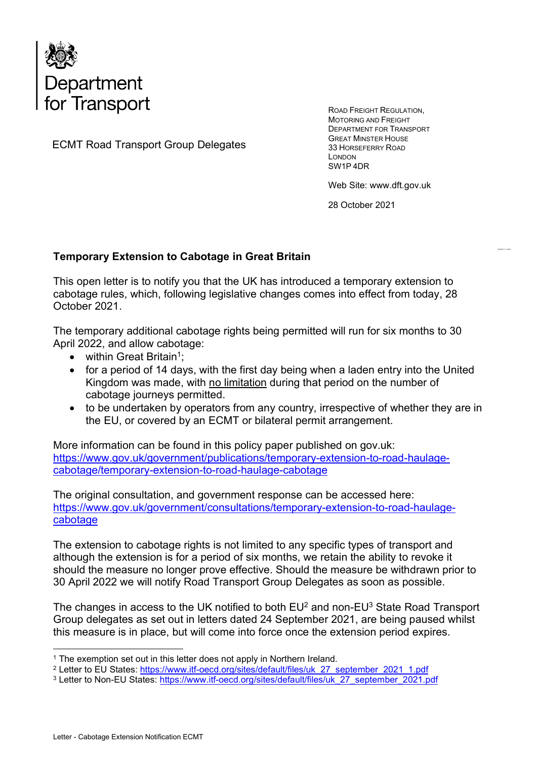Department for Transport

ECMT Road Transport Group Delegates

ROAD FREIGHT REGULATION,
MOTORING AND FREIGHT
DEPARTMENT FOR TRANSPORT
GREAT MINSTER HOUSE
33 HORSEFERRY ROAD
LONDON
SW1P 4DR

Web Site: www.dft.gov.uk

28 October 2021

**Temporary Extension to Cabotage in Great Britain**

This open letter is to notify you that the UK has introduced a temporary extension to cabotage rules, which, following legislative changes comes into effect from today, 28 October 2021.

The temporary additional cabotage rights being permitted will run for six months to 30 April 2022, and allow cabotage:

- within Great Britain[1];
- for a period of 14 days, with the first day being when a laden entry into the United Kingdom was made, with no limitation during that period on the number of cabotage journeys permitted.
- to be undertaken by operators from any country, irrespective of whether they are in the EU, or covered by an ECMT or bilateral permit arrangement.

More information can be found in this policy paper published on gov.uk: https://www.gov.uk/government/publications/temporary-extension-to-road-haulage-cabotage/temporary-extension-to-road-haulage-cabotage

The original consultation, and government response can be accessed here: https://www.gov.uk/government/consultations/temporary-extension-to-road-haulage-cabotage

The extension to cabotage rights is not limited to any specific types of transport and although the extension is for a period of six months, we retain the ability to revoke it should the measure no longer prove effective. Should the measure be withdrawn prior to 30 April 2022 we will notify Road Transport Group Delegates as soon as possible.

The changes in access to the UK notified to both EU[2] and non-EU[3] State Road Transport Group delegates as set out in letters dated 24 September 2021, are being paused whilst this measure is in place, but will come into force once the extension period expires.

---

[1] The exemption set out in this letter does not apply in Northern Ireland.

[2] Letter to EU States: https://www.itf-oecd.org/sites/default/files/uk_27_september_2021_1.pdf

[3] Letter to Non-EU States: https://www.itf-oecd.org/sites/default/files/uk_27_september_2021.pdf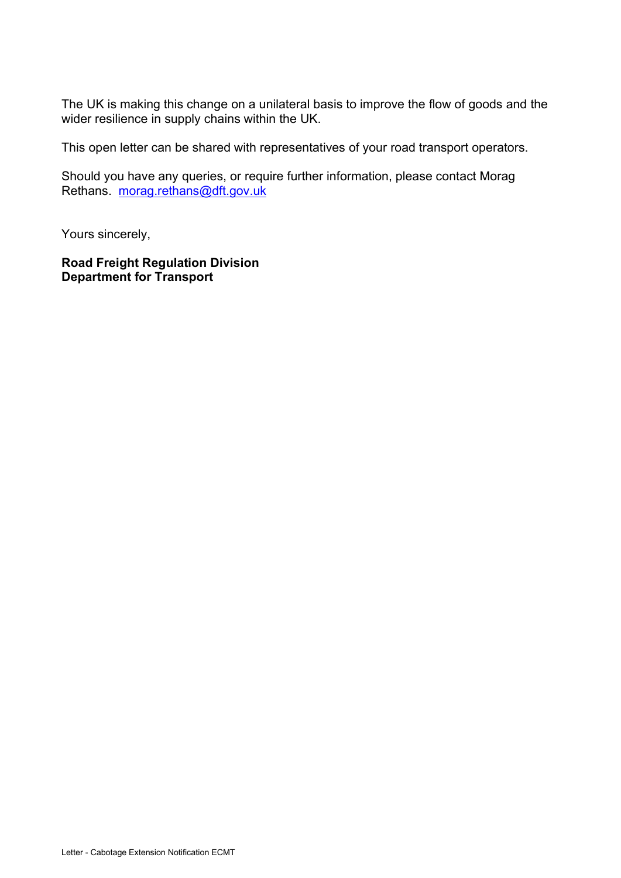The UK is making this change on a unilateral basis to improve the flow of goods and the wider resilience in supply chains within the UK.

This open letter can be shared with representatives of your road transport operators.

Should you have any queries, or require further information, please contact Morag Rethans. [morag.rethans@dft.gov.uk](mailto:morag.rethans@dft.gov.uk)

Yours sincerely,

**Road Freight Regulation Division**
**Department for Transport**